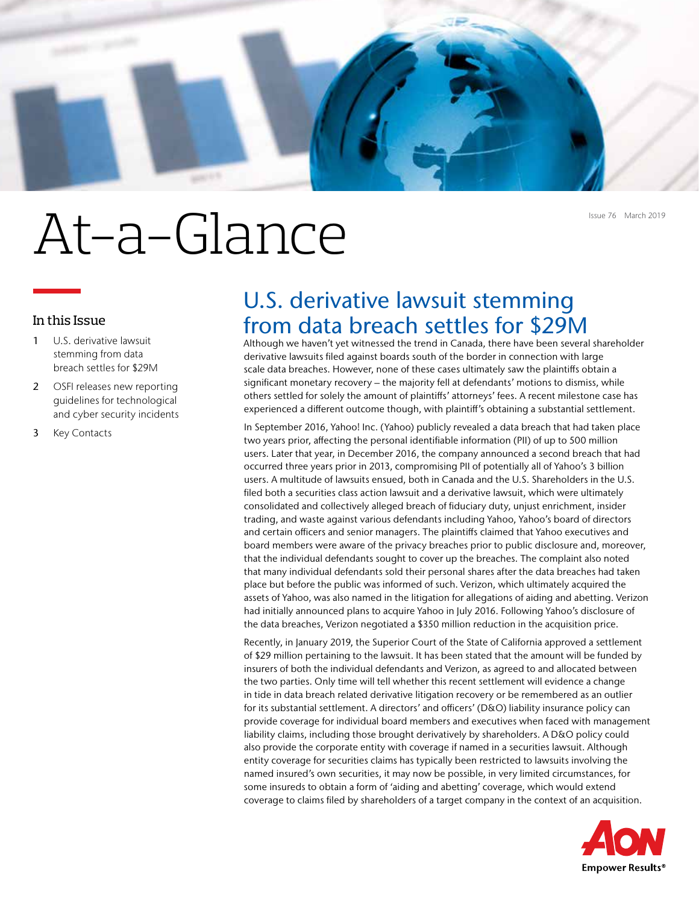# At-a-Glance

Issue 76 March 2019

## In this Issue

1. U.S. derivative lawsuit stemming from data breach settles for $29M
2. OSFI releases new reporting guidelines for technological and cyber security incidents
3. Key Contacts

## U.S. derivative lawsuit stemming from data breach settles for $29M

Although we haven't yet witnessed the trend in Canada, there have been several shareholder derivative lawsuits filed against boards south of the border in connection with large scale data breaches. However, none of these cases ultimately saw the plaintiffs obtain a significant monetary recovery – the majority fell at defendants' motions to dismiss, while others settled for solely the amount of plaintiffs' attorneys' fees. A recent milestone case has experienced a different outcome though, with plaintiff's obtaining a substantial settlement.

In September 2016, Yahoo! Inc. (Yahoo) publicly revealed a data breach that had taken place two years prior, affecting the personal identifiable information (PII) of up to 500 million users. Later that year, in December 2016, the company announced a second breach that had occurred three years prior in 2013, compromising PII of potentially all of Yahoo's 3 billion users. A multitude of lawsuits ensued, both in Canada and the U.S. Shareholders in the U.S. filed both a securities class action lawsuit and a derivative lawsuit, which were ultimately consolidated and collectively alleged breach of fiduciary duty, unjust enrichment, insider trading, and waste against various defendants including Yahoo, Yahoo's board of directors and certain officers and senior managers. The plaintiffs claimed that Yahoo executives and board members were aware of the privacy breaches prior to public disclosure and, moreover, that the individual defendants sought to cover up the breaches. The complaint also noted that many individual defendants sold their personal shares after the data breaches had taken place but before the public was informed of such. Verizon, which ultimately acquired the assets of Yahoo, was also named in the litigation for allegations of aiding and abetting. Verizon had initially announced plans to acquire Yahoo in July 2016. Following Yahoo's disclosure of the data breaches, Verizon negotiated a $350 million reduction in the acquisition price.

Recently, in January 2019, the Superior Court of the State of California approved a settlement of $29 million pertaining to the lawsuit. It has been stated that the amount will be funded by insurers of both the individual defendants and Verizon, as agreed to and allocated between the two parties. Only time will tell whether this recent settlement will evidence a change in tide in data breach related derivative litigation recovery or be remembered as an outlier for its substantial settlement. A directors' and officers' (D&O) liability insurance policy can provide coverage for individual board members and executives when faced with management liability claims, including those brought derivatively by shareholders. A D&O policy could also provide the corporate entity with coverage if named in a securities lawsuit. Although entity coverage for securities claims has typically been restricted to lawsuits involving the named insured's own securities, it may now be possible, in very limited circumstances, for some insureds to obtain a form of 'aiding and abetting' coverage, which would extend coverage to claims filed by shareholders of a target company in the context of an acquisition.

AON
Empower Results®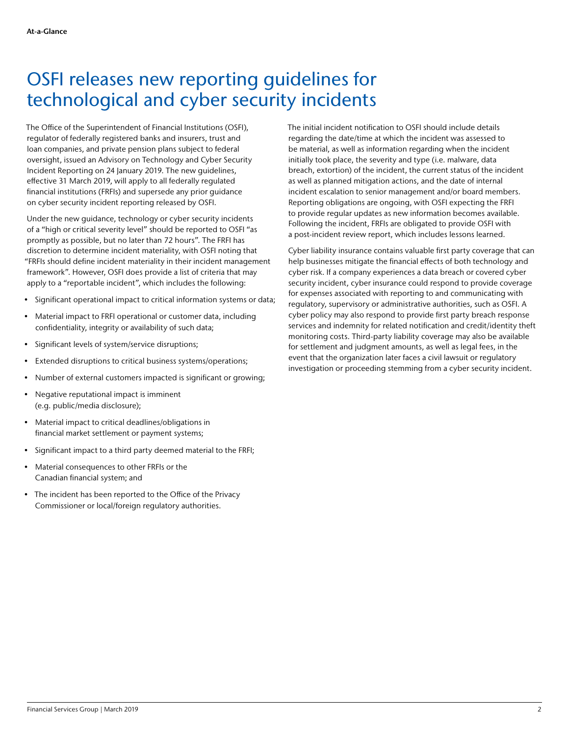# OSFI releases new reporting guidelines for technological and cyber security incidents

The Office of the Superintendent of Financial Institutions (OSFI), regulator of federally registered banks and insurers, trust and loan companies, and private pension plans subject to federal oversight, issued an Advisory on Technology and Cyber Security Incident Reporting on 24 January 2019. The new guidelines, effective 31 March 2019, will apply to all federally regulated financial institutions (FRFIs) and supersede any prior guidance on cyber security incident reporting released by OSFI.

Under the new guidance, technology or cyber security incidents of a "high or critical severity level" should be reported to OSFI "as promptly as possible, but no later than 72 hours". The FRFI has discretion to determine incident materiality, with OSFI noting that "FRFIs should define incident materiality in their incident management framework". However, OSFI does provide a list of criteria that may apply to a "reportable incident", which includes the following:

- Significant operational impact to critical information systems or data;
- Material impact to FRFI operational or customer data, including confidentiality, integrity or availability of such data;
- Significant levels of system/service disruptions;
- Extended disruptions to critical business systems/operations;
- Number of external customers impacted is significant or growing;
- Negative reputational impact is imminent (e.g. public/media disclosure);
- Material impact to critical deadlines/obligations in financial market settlement or payment systems;
- Significant impact to a third party deemed material to the FRFI;
- Material consequences to other FRFIs or the Canadian financial system; and
- The incident has been reported to the Office of the Privacy Commissioner or local/foreign regulatory authorities.

The initial incident notification to OSFI should include details regarding the date/time at which the incident was assessed to be material, as well as information regarding when the incident initially took place, the severity and type (i.e. malware, data breach, extortion) of the incident, the current status of the incident as well as planned mitigation actions, and the date of internal incident escalation to senior management and/or board members. Reporting obligations are ongoing, with OSFI expecting the FRFI to provide regular updates as new information becomes available. Following the incident, FRFIs are obligated to provide OSFI with a post-incident review report, which includes lessons learned.

Cyber liability insurance contains valuable first party coverage that can help businesses mitigate the financial effects of both technology and cyber risk. If a company experiences a data breach or covered cyber security incident, cyber insurance could respond to provide coverage for expenses associated with reporting to and communicating with regulatory, supervisory or administrative authorities, such as OSFI. A cyber policy may also respond to provide first party breach response services and indemnity for related notification and credit/identity theft monitoring costs. Third-party liability coverage may also be available for settlement and judgment amounts, as well as legal fees, in the event that the organization later faces a civil lawsuit or regulatory investigation or proceeding stemming from a cyber security incident.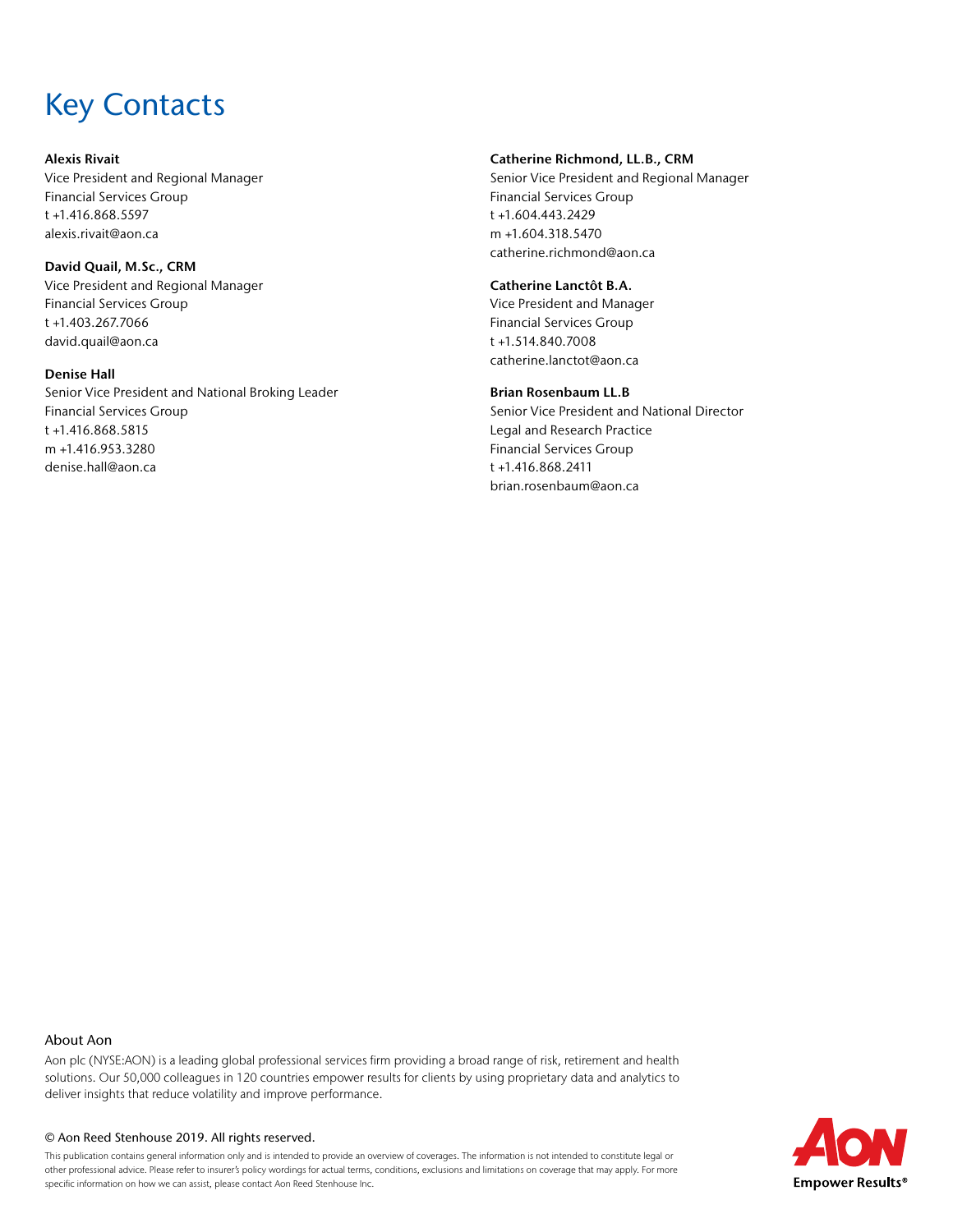# Key Contacts

**Alexis Rivait**
Vice President and Regional Manager
Financial Services Group
t +1.416.868.5597
alexis.rivait@aon.ca

**David Quail, M.Sc., CRM**
Vice President and Regional Manager
Financial Services Group
t +1.403.267.7066
david.quail@aon.ca

**Denise Hall**
Senior Vice President and National Broking Leader
Financial Services Group
t +1.416.868.5815
m +1.416.953.3280
denise.hall@aon.ca

**Catherine Richmond, LL.B., CRM**
Senior Vice President and Regional Manager
Financial Services Group
t +1.604.443.2429
m +1.604.318.5470
catherine.richmond@aon.ca

**Catherine Lanctôt B.A.**
Vice President and Manager
Financial Services Group
t +1.514.840.7008
catherine.lanctot@aon.ca

**Brian Rosenbaum LL.B**
Senior Vice President and National Director
Legal and Research Practice
Financial Services Group
t +1.416.868.2411
brian.rosenbaum@aon.ca

About Aon

Aon plc (NYSE:AON) is a leading global professional services firm providing a broad range of risk, retirement and health solutions. Our 50,000 colleagues in 120 countries empower results for clients by using proprietary data and analytics to deliver insights that reduce volatility and improve performance.

© Aon Reed Stenhouse 2019. All rights reserved.

This publication contains general information only and is intended to provide an overview of coverages. The information is not intended to constitute legal or other professional advice. Please refer to insurer's policy wordings for actual terms, conditions, exclusions and limitations on coverage that may apply. For more specific information on how we can assist, please contact Aon Reed Stenhouse Inc.

AON
Empower Results®